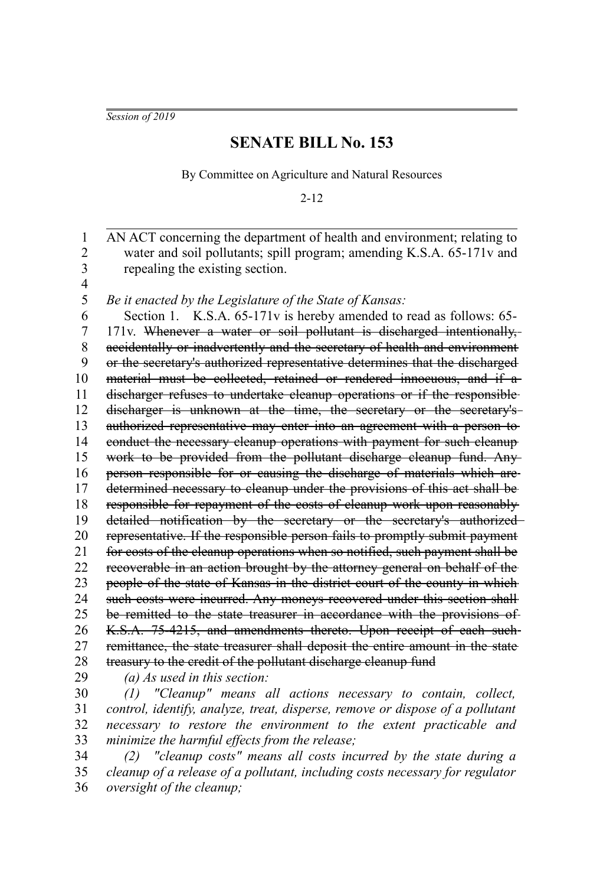*Session of 2019*

# SENATE BILL No. 153

By Committee on Agriculture and Natural Resources

2-12

AN ACT concerning the department of health and environment; relating to water and soil pollutants; spill program; amending K.S.A. 65-171v and repealing the existing section.

*Be it enacted by the Legislature of the State of Kansas:*

Section 1. K.S.A. 65-171v is hereby amended to read as follows: 65-171v. ~~Whenever a water or soil pollutant is discharged intentionally, accidentally or inadvertently and the secretary of health and environment or the secretary's authorized representative determines that the discharged material must be collected, retained or rendered innocuous, and if a discharger refuses to undertake cleanup operations or if the responsible discharger is unknown at the time, the secretary or the secretary's authorized representative may enter into an agreement with a person to conduct the necessary cleanup operations with payment for such cleanup work to be provided from the pollutant discharge cleanup fund. Any person responsible for or causing the discharge of materials which are determined necessary to cleanup under the provisions of this act shall be responsible for repayment of the costs of cleanup work upon reasonably detailed notification by the secretary or the secretary's authorized representative. If the responsible person fails to promptly submit payment for costs of the cleanup operations when so notified, such payment shall be recoverable in an action brought by the attorney general on behalf of the people of the state of Kansas in the district court of the county in which such costs were incurred. Any moneys recovered under this section shall be remitted to the state treasurer in accordance with the provisions of K.S.A. 75-4215, and amendments thereto. Upon receipt of each such remittance, the state treasurer shall deposit the entire amount in the state treasury to the credit of the pollutant discharge cleanup fund~~

*(a) As used in this section:*

*(1) "Cleanup" means all actions necessary to contain, collect, control, identify, analyze, treat, disperse, remove or dispose of a pollutant necessary to restore the environment to the extent practicable and minimize the harmful effects from the release;*

*(2) "cleanup costs" means all costs incurred by the state during a cleanup of a release of a pollutant, including costs necessary for regulator oversight of the cleanup;*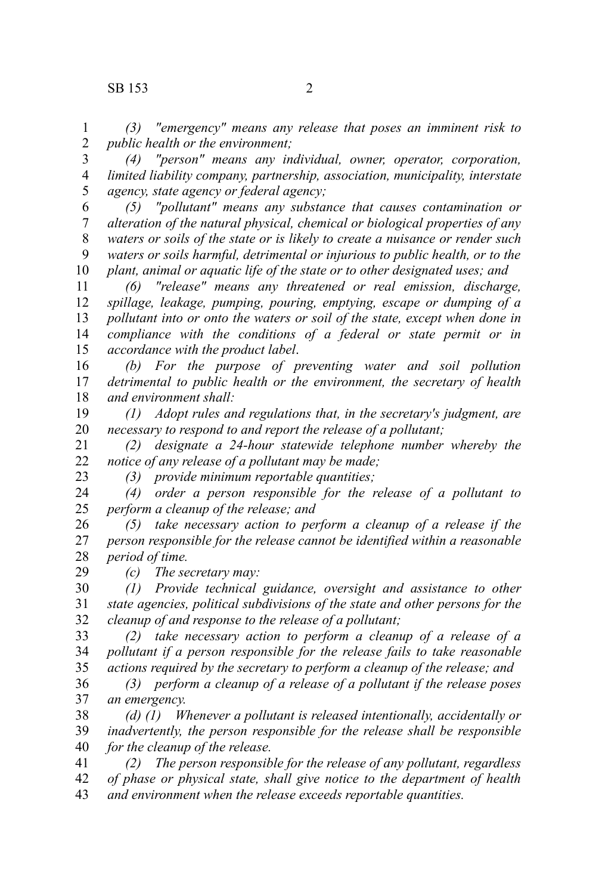*(3) "emergency" means any release that poses an imminent risk to public health or the environment;*

*(4) "person" means any individual, owner, operator, corporation, limited liability company, partnership, association, municipality, interstate agency, state agency or federal agency;*

*(5) "pollutant" means any substance that causes contamination or alteration of the natural physical, chemical or biological properties of any waters or soils of the state or is likely to create a nuisance or render such waters or soils harmful, detrimental or injurious to public health, or to the plant, animal or aquatic life of the state or to other designated uses; and*

*(6) "release" means any threatened or real emission, discharge, spillage, leakage, pumping, pouring, emptying, escape or dumping of a pollutant into or onto the waters or soil of the state, except when done in compliance with the conditions of a federal or state permit or in accordance with the product label*.

*(b) For the purpose of preventing water and soil pollution detrimental to public health or the environment, the secretary of health and environment shall:*

*(1) Adopt rules and regulations that, in the secretary's judgment, are necessary to respond to and report the release of a pollutant;*

*(2) designate a 24-hour statewide telephone number whereby the notice of any release of a pollutant may be made;*

*(3) provide minimum reportable quantities;*

*(4) order a person responsible for the release of a pollutant to perform a cleanup of the release; and*

*(5) take necessary action to perform a cleanup of a release if the person responsible for the release cannot be identified within a reasonable period of time.*

*(c) The secretary may:*

*(1) Provide technical guidance, oversight and assistance to other state agencies, political subdivisions of the state and other persons for the cleanup of and response to the release of a pollutant;*

*(2) take necessary action to perform a cleanup of a release of a pollutant if a person responsible for the release fails to take reasonable actions required by the secretary to perform a cleanup of the release; and*

*(3) perform a cleanup of a release of a pollutant if the release poses an emergency.*

*(d) (1) Whenever a pollutant is released intentionally, accidentally or inadvertently, the person responsible for the release shall be responsible for the cleanup of the release.*

*(2) The person responsible for the release of any pollutant, regardless of phase or physical state, shall give notice to the department of health and environment when the release exceeds reportable quantities.*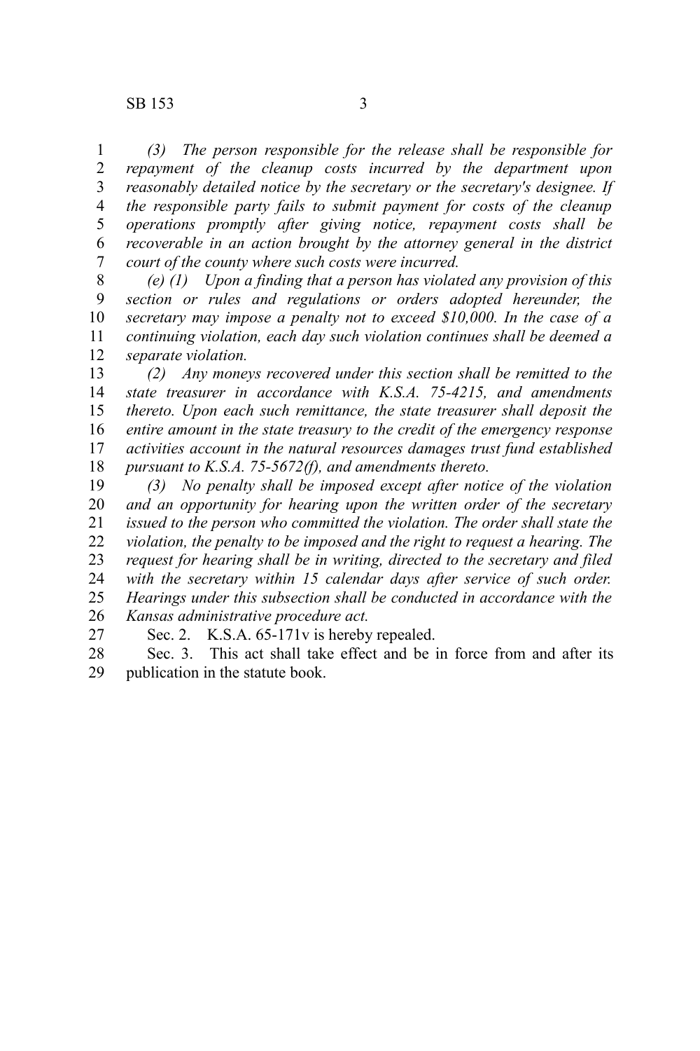*(3) The person responsible for the release shall be responsible for repayment of the cleanup costs incurred by the department upon reasonably detailed notice by the secretary or the secretary's designee. If the responsible party fails to submit payment for costs of the cleanup operations promptly after giving notice, repayment costs shall be recoverable in an action brought by the attorney general in the district court of the county where such costs were incurred.*

*(e) (1) Upon a finding that a person has violated any provision of this section or rules and regulations or orders adopted hereunder, the secretary may impose a penalty not to exceed $10,000. In the case of a continuing violation, each day such violation continues shall be deemed a separate violation.*

*(2) Any moneys recovered under this section shall be remitted to the state treasurer in accordance with K.S.A. 75-4215, and amendments thereto. Upon each such remittance, the state treasurer shall deposit the entire amount in the state treasury to the credit of the emergency response activities account in the natural resources damages trust fund established pursuant to K.S.A. 75-5672(f), and amendments thereto.*

*(3) No penalty shall be imposed except after notice of the violation and an opportunity for hearing upon the written order of the secretary issued to the person who committed the violation. The order shall state the violation, the penalty to be imposed and the right to request a hearing. The request for hearing shall be in writing, directed to the secretary and filed with the secretary within 15 calendar days after service of such order. Hearings under this subsection shall be conducted in accordance with the Kansas administrative procedure act.*

Sec. 2. K.S.A. 65-171v is hereby repealed.

Sec. 3. This act shall take effect and be in force from and after its publication in the statute book.